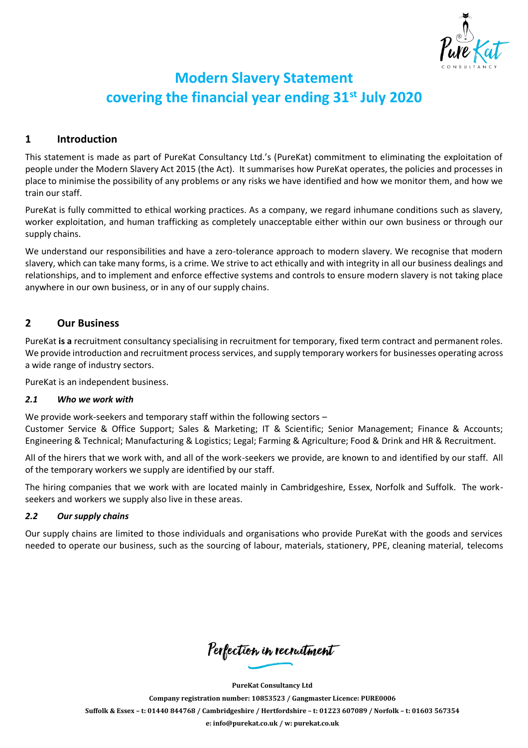# Modern Slavery Statement covering the financial year ending 31st July 2020

## 1 Introduction

This statement is made as part of PureKat Consultancy Ltd.'s (PureKat) commitment to eliminating the exploitation of people under the Modern Slavery Act 2015 (the Act). It summarises how PureKat operates, the policies and processes in place to minimise the possibility of any problems or any risks we have identified and how we monitor them, and how we train our staff.

PureKat is fully committed to ethical working practices. As a company, we regard inhumane conditions such as slavery, worker exploitation, and human trafficking as completely unacceptable either within our own business or through our supply chains.

We understand our responsibilities and have a zero-tolerance approach to modern slavery. We recognise that modern slavery, which can take many forms, is a crime. We strive to act ethically and with integrity in all our business dealings and relationships, and to implement and enforce effective systems and controls to ensure modern slavery is not taking place anywhere in our own business, or in any of our supply chains.

## 2 Our Business

PureKat **is a** recruitment consultancy specialising in recruitment for temporary, fixed term contract and permanent roles. We provide introduction and recruitment process services, and supply temporary workers for businesses operating across a wide range of industry sectors.

PureKat is an independent business.

### *2.1 Who we work with*

We provide work-seekers and temporary staff within the following sectors –
Customer Service & Office Support; Sales & Marketing; IT & Scientific; Senior Management; Finance & Accounts; Engineering & Technical; Manufacturing & Logistics; Legal; Farming & Agriculture; Food & Drink and HR & Recruitment.

All of the hirers that we work with, and all of the work-seekers we provide, are known to and identified by our staff. All of the temporary workers we supply are identified by our staff.

The hiring companies that we work with are located mainly in Cambridgeshire, Essex, Norfolk and Suffolk. The work-seekers and workers we supply also live in these areas.

### *2.2 Our supply chains*

Our supply chains are limited to those individuals and organisations who provide PureKat with the goods and services needed to operate our business, such as the sourcing of labour, materials, stationery, PPE, cleaning material, telecoms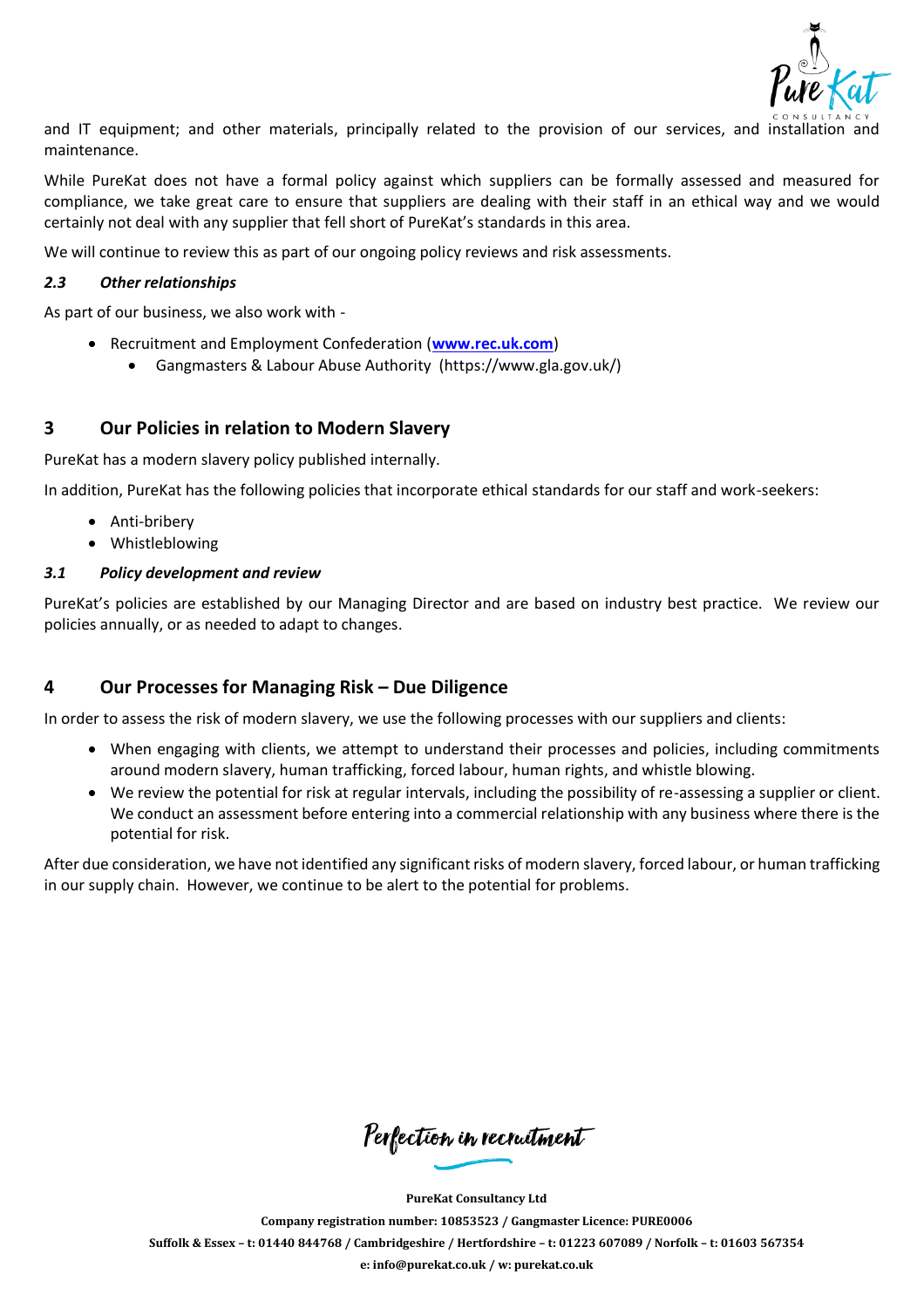and IT equipment; and other materials, principally related to the provision of our services, and installation and maintenance.

While PureKat does not have a formal policy against which suppliers can be formally assessed and measured for compliance, we take great care to ensure that suppliers are dealing with their staff in an ethical way and we would certainly not deal with any supplier that fell short of PureKat's standards in this area.

We will continue to review this as part of our ongoing policy reviews and risk assessments.

### *2.3 Other relationships*

As part of our business, we also work with -

- Recruitment and Employment Confederation (**www.rec.uk.com**)
  - Gangmasters & Labour Abuse Authority (https://www.gla.gov.uk/)

## 3 Our Policies in relation to Modern Slavery

PureKat has a modern slavery policy published internally.

In addition, PureKat has the following policies that incorporate ethical standards for our staff and work-seekers:

- Anti-bribery
- Whistleblowing

### *3.1 Policy development and review*

PureKat's policies are established by our Managing Director and are based on industry best practice. We review our policies annually, or as needed to adapt to changes.

## 4 Our Processes for Managing Risk – Due Diligence

In order to assess the risk of modern slavery, we use the following processes with our suppliers and clients:

- When engaging with clients, we attempt to understand their processes and policies, including commitments around modern slavery, human trafficking, forced labour, human rights, and whistle blowing.
- We review the potential for risk at regular intervals, including the possibility of re-assessing a supplier or client. We conduct an assessment before entering into a commercial relationship with any business where there is the potential for risk.

After due consideration, we have not identified any significant risks of modern slavery, forced labour, or human trafficking in our supply chain. However, we continue to be alert to the potential for problems.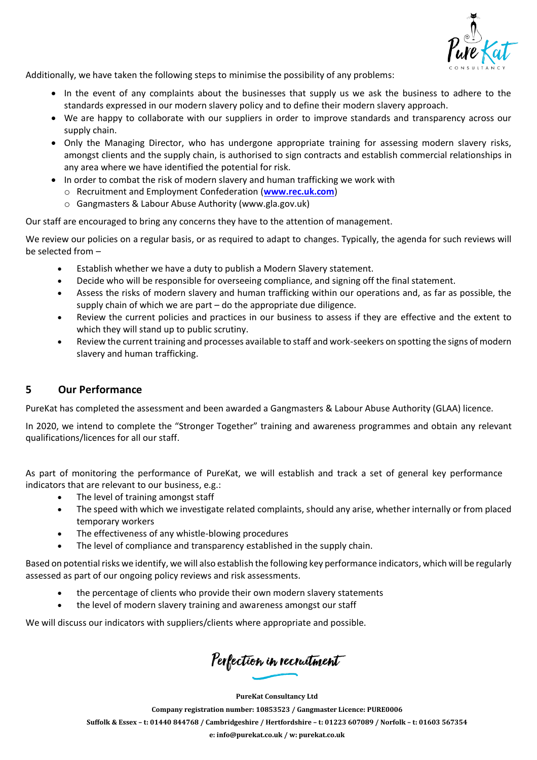Additionally, we have taken the following steps to minimise the possibility of any problems:

- In the event of any complaints about the businesses that supply us we ask the business to adhere to the standards expressed in our modern slavery policy and to define their modern slavery approach.
- We are happy to collaborate with our suppliers in order to improve standards and transparency across our supply chain.
- Only the Managing Director, who has undergone appropriate training for assessing modern slavery risks, amongst clients and the supply chain, is authorised to sign contracts and establish commercial relationships in any area where we have identified the potential for risk.
- In order to combat the risk of modern slavery and human trafficking we work with
  - Recruitment and Employment Confederation (**www.rec.uk.com**)
  - Gangmasters & Labour Abuse Authority (www.gla.gov.uk)

Our staff are encouraged to bring any concerns they have to the attention of management.

We review our policies on a regular basis, or as required to adapt to changes. Typically, the agenda for such reviews will be selected from –

- Establish whether we have a duty to publish a Modern Slavery statement.
- Decide who will be responsible for overseeing compliance, and signing off the final statement.
- Assess the risks of modern slavery and human trafficking within our operations and, as far as possible, the supply chain of which we are part – do the appropriate due diligence.
- Review the current policies and practices in our business to assess if they are effective and the extent to which they will stand up to public scrutiny.
- Review the current training and processes available to staff and work-seekers on spotting the signs of modern slavery and human trafficking.

## 5 Our Performance

PureKat has completed the assessment and been awarded a Gangmasters & Labour Abuse Authority (GLAA) licence.

In 2020, we intend to complete the "Stronger Together" training and awareness programmes and obtain any relevant qualifications/licences for all our staff.

As part of monitoring the performance of PureKat, we will establish and track a set of general key performance indicators that are relevant to our business, e.g.:

- The level of training amongst staff
- The speed with which we investigate related complaints, should any arise, whether internally or from placed temporary workers
- The effectiveness of any whistle-blowing procedures
- The level of compliance and transparency established in the supply chain.

Based on potential risks we identify, we will also establish the following key performance indicators, which will be regularly assessed as part of our ongoing policy reviews and risk assessments.

- the percentage of clients who provide their own modern slavery statements
- the level of modern slavery training and awareness amongst our staff

We will discuss our indicators with suppliers/clients where appropriate and possible.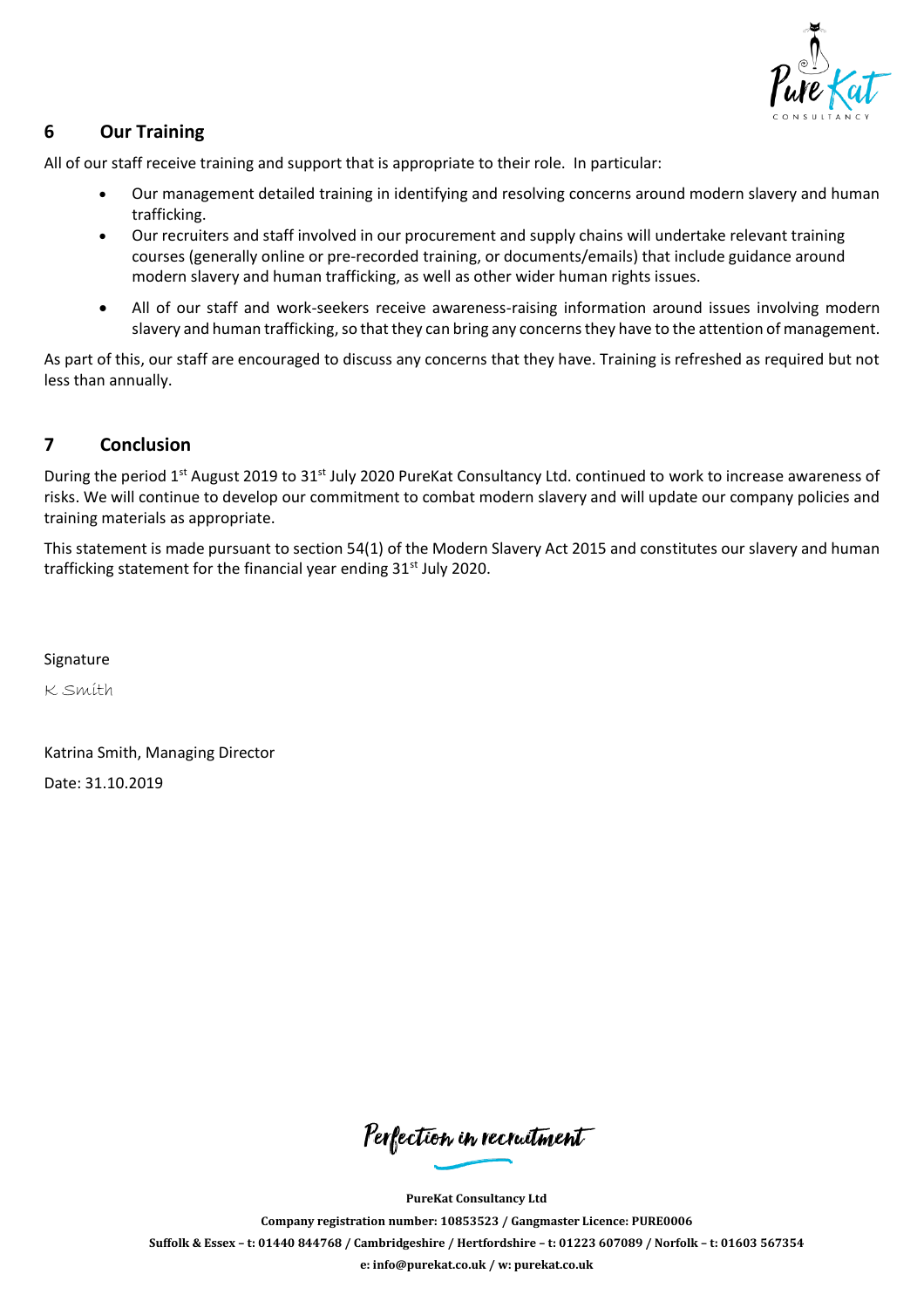## 6 Our Training

All of our staff receive training and support that is appropriate to their role. In particular:

- Our management detailed training in identifying and resolving concerns around modern slavery and human trafficking.
- Our recruiters and staff involved in our procurement and supply chains will undertake relevant training courses (generally online or pre-recorded training, or documents/emails) that include guidance around modern slavery and human trafficking, as well as other wider human rights issues.
- All of our staff and work-seekers receive awareness-raising information around issues involving modern slavery and human trafficking, so that they can bring any concerns they have to the attention of management.

As part of this, our staff are encouraged to discuss any concerns that they have. Training is refreshed as required but not less than annually.

## 7 Conclusion

During the period 1st August 2019 to 31st July 2020 PureKat Consultancy Ltd. continued to work to increase awareness of risks. We will continue to develop our commitment to combat modern slavery and will update our company policies and training materials as appropriate.

This statement is made pursuant to section 54(1) of the Modern Slavery Act 2015 and constitutes our slavery and human trafficking statement for the financial year ending 31st July 2020.

Signature

K Smith

Katrina Smith, Managing Director

Date: 31.10.2019

Perfection in recruitment

**PureKat Consultancy Ltd**

**Company registration number: 10853523 / Gangmaster Licence: PURE0006**

**Suffolk & Essex – t: 01440 844768 / Cambridgeshire / Hertfordshire – t: 01223 607089 / Norfolk – t: 01603 567354**

**e: info@purekat.co.uk / w: purekat.co.uk**